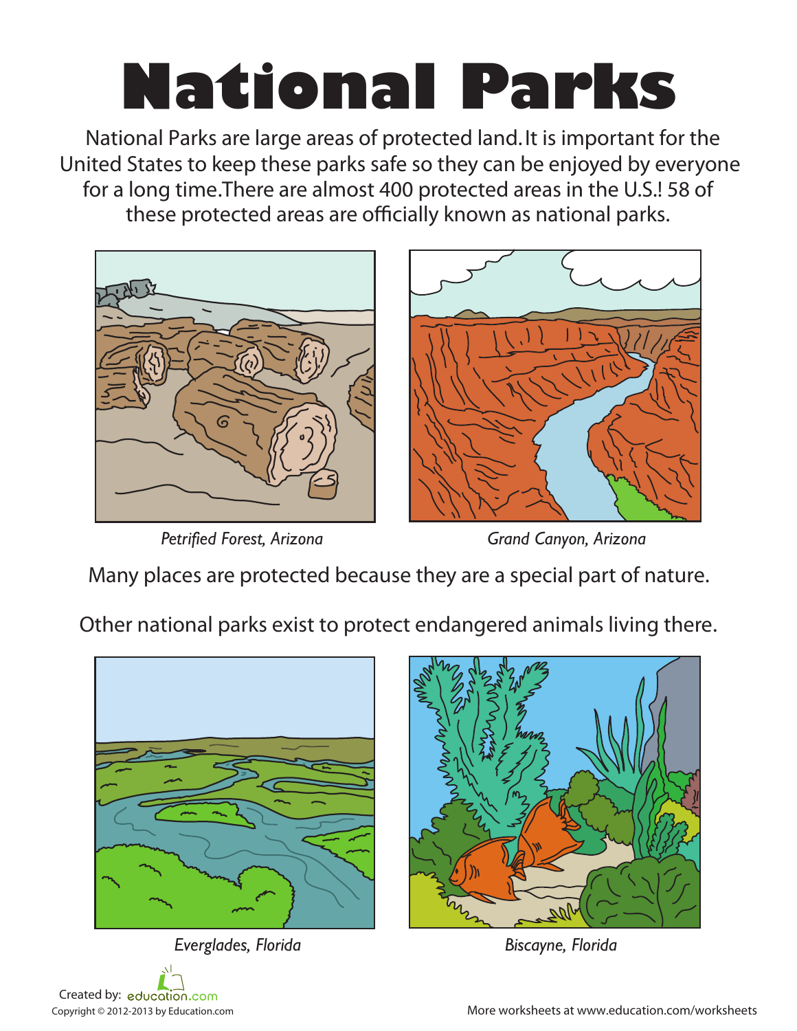# National Parks

National Parks are large areas of protected land. It is important for the United States to keep these parks safe so they can be enjoyed by everyone for a long time. There are almost 400 protected areas in the U.S.! 58 of these protected areas are officially known as national parks.

*Petrified Forest, Arizona*

*Grand Canyon, Arizona*

Many places are protected because they are a special part of nature.

Other national parks exist to protect endangered animals living there.

*Everglades, Florida*

*Biscayne, Florida*

Created by: education.com

Copyright © 2012-2013 by Education.com

More worksheets at www.education.com/worksheets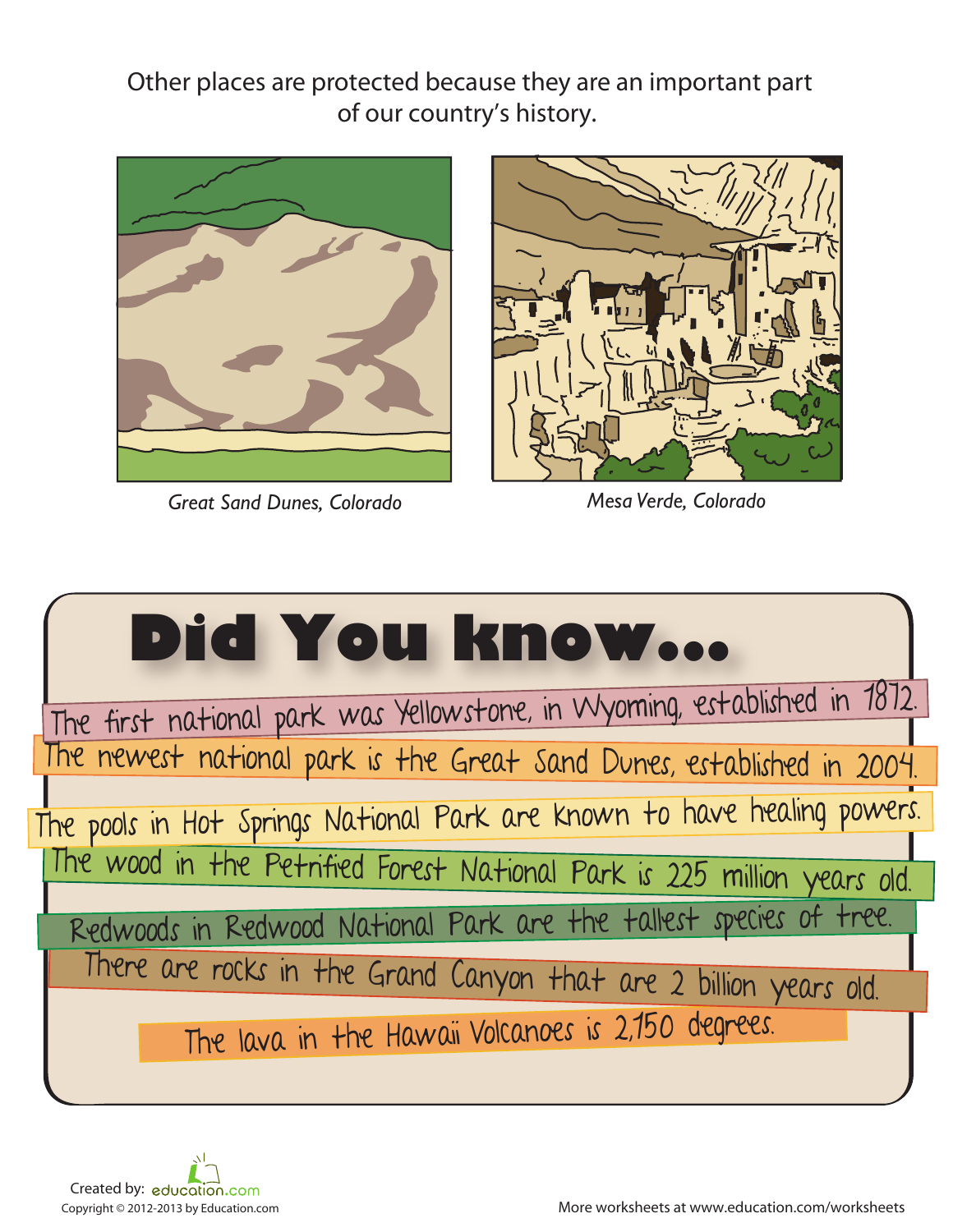Other places are protected because they are an important part of our country's history.

*Great Sand Dunes, Colorado*

*Mesa Verde, Colorado*

## Did You know...

- The first national park was Yellowstone, in Wyoming, established in 1872.
- The newest national park is the Great Sand Dunes, established in 2004.
- The pools in Hot Springs National Park are known to have healing powers.
- The wood in the Petrified Forest National Park is 225 million years old.
- Redwoods in Redwood National Park are the tallest species of tree.
- There are rocks in the Grand Canyon that are 2 billion years old.
- The lava in the Hawaii Volcanoes is 2,150 degrees.

Created by: education.com
Copyright © 2012-2013 by Education.com

More worksheets at www.education.com/worksheets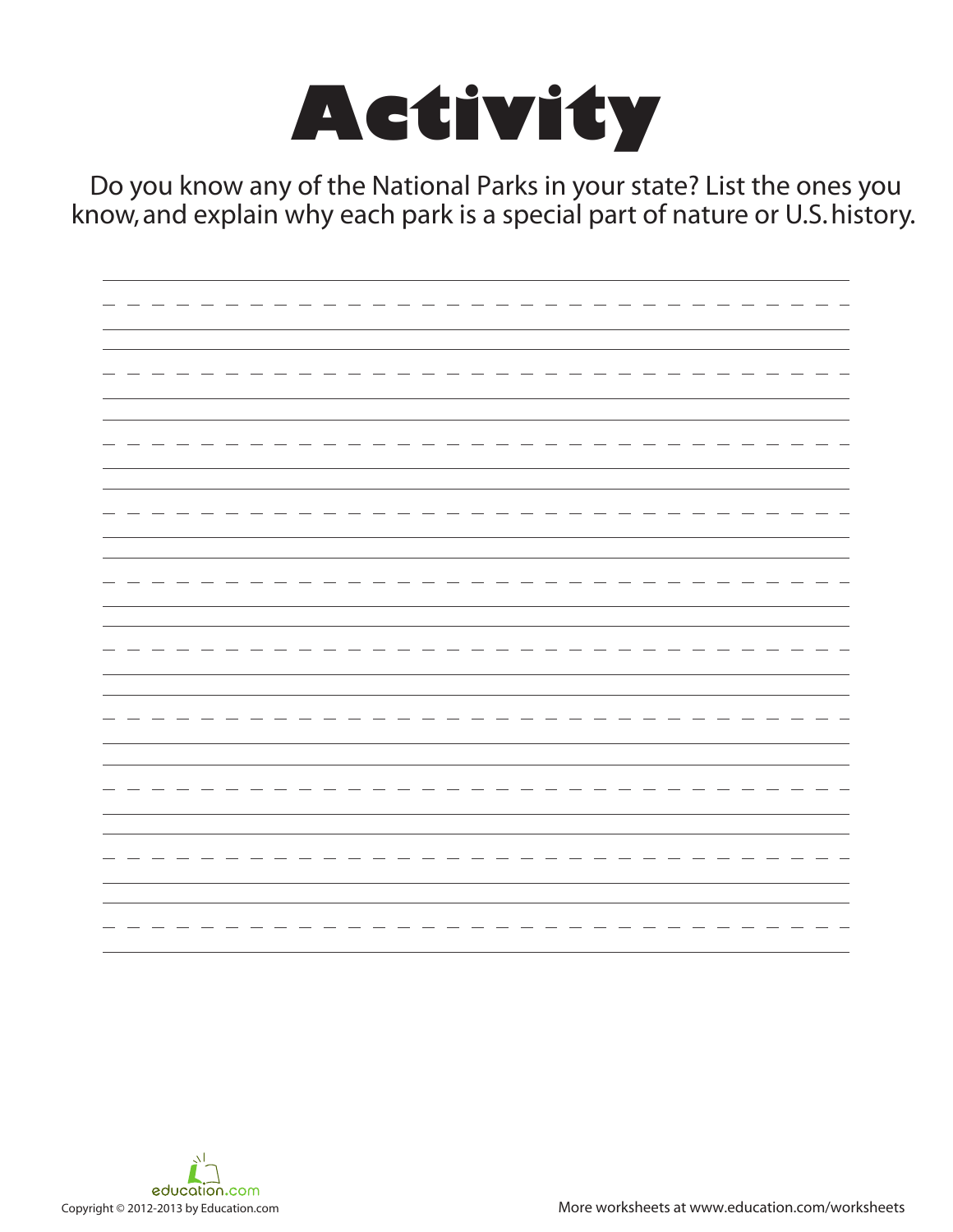# Activity

Do you know any of the National Parks in your state? List the ones you know, and explain why each park is a special part of nature or U.S. history.